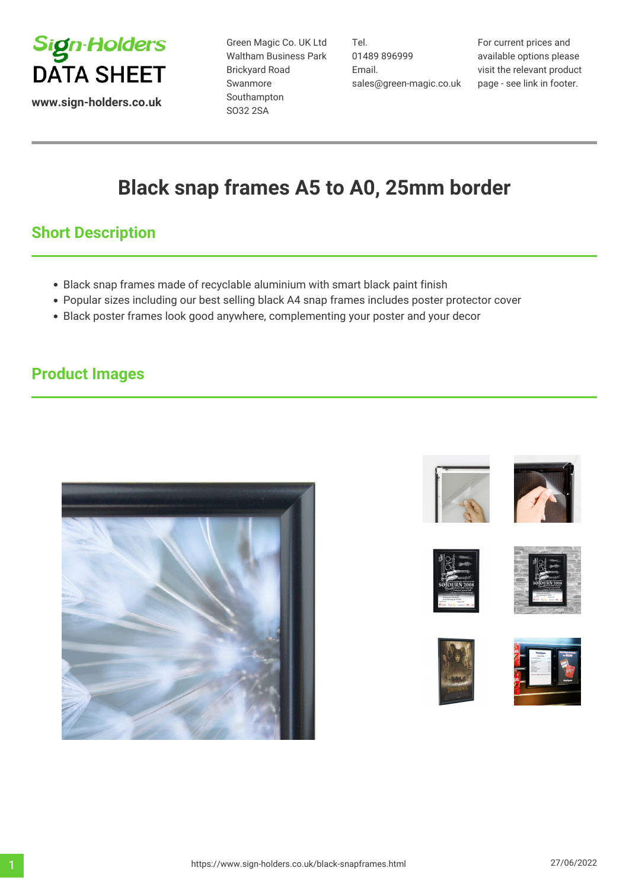Sign-Holders
DATA SHEET

www.sign-holders.co.uk

Green Magic Co. UK Ltd
Waltham Business Park
Brickyard Road
Swanmore
Southampton
SO32 2SA

Tel.
01489 896999
Email.
sales@green-magic.co.uk

For current prices and available options please visit the relevant product page - see link in footer.

# Black snap frames A5 to A0, 25mm border

## Short Description

- Black snap frames made of recyclable aluminium with smart black paint finish
- Popular sizes including our best selling black A4 snap frames includes poster protector cover
- Black poster frames look good anywhere, complementing your poster and your decor

## Product Images

https://www.sign-holders.co.uk/black-snapframes.html 27/06/2022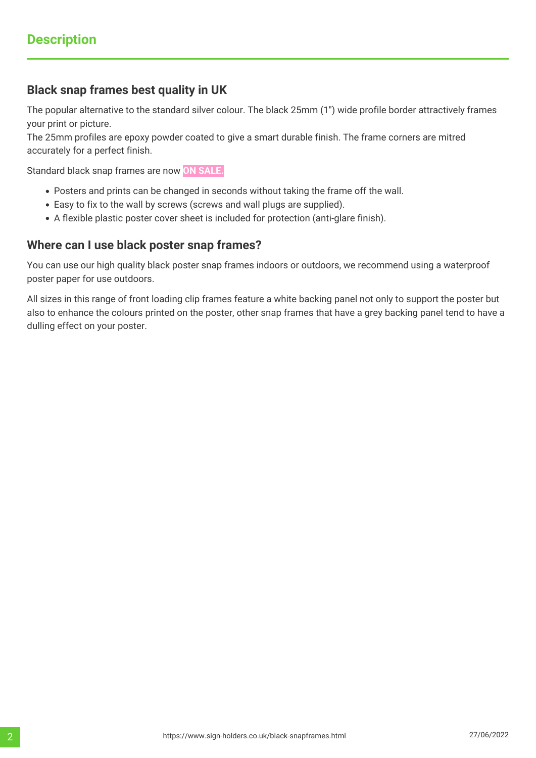## Description

### Black snap frames best quality in UK

The popular alternative to the standard silver colour. The black 25mm (1") wide profile border attractively frames your print or picture.
The 25mm profiles are epoxy powder coated to give a smart durable finish. The frame corners are mitred accurately for a perfect finish.

Standard black snap frames are now **ON SALE.**

- Posters and prints can be changed in seconds without taking the frame off the wall.
- Easy to fix to the wall by screws (screws and wall plugs are supplied).
- A flexible plastic poster cover sheet is included for protection (anti-glare finish).

### Where can I use black poster snap frames?

You can use our high quality black poster snap frames indoors or outdoors, we recommend using a waterproof poster paper for use outdoors.

All sizes in this range of front loading clip frames feature a white backing panel not only to support the poster but also to enhance the colours printed on the poster, other snap frames that have a grey backing panel tend to have a dulling effect on your poster.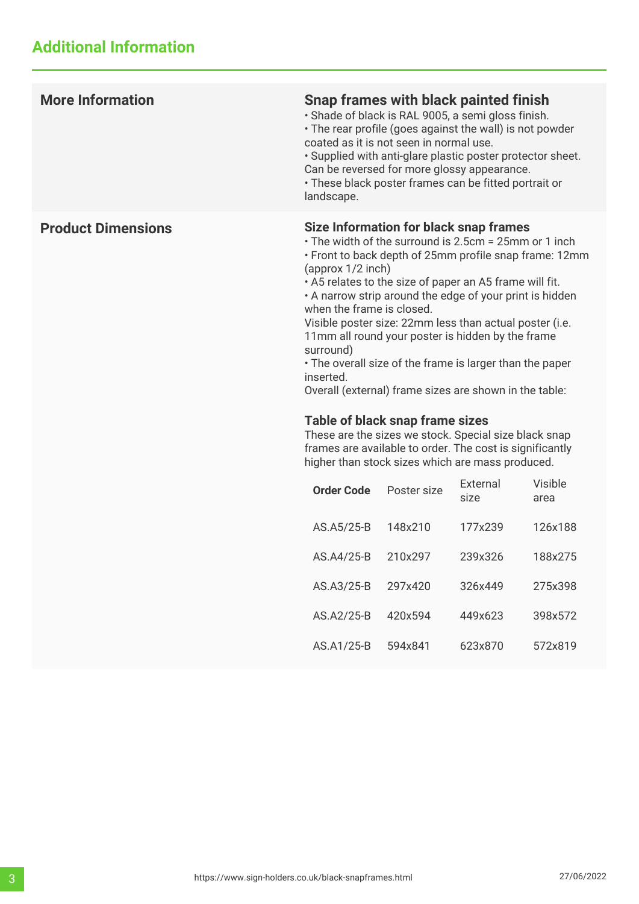## Additional Information

### More Information

### Snap frames with black painted finish

- Shade of black is RAL 9005, a semi gloss finish.
- The rear profile (goes against the wall) is not powder coated as it is not seen in normal use.
- Supplied with anti-glare plastic poster protector sheet. Can be reversed for more glossy appearance.
- These black poster frames can be fitted portrait or landscape.

### Product Dimensions

#### Size Information for black snap frames

- The width of the surround is 2.5cm = 25mm or 1 inch
- Front to back depth of 25mm profile snap frame: 12mm (approx 1/2 inch)
- A5 relates to the size of paper an A5 frame will fit.
- A narrow strip around the edge of your print is hidden when the frame is closed.

Visible poster size: 22mm less than actual poster (i.e. 11mm all round your poster is hidden by the frame surround)

- The overall size of the frame is larger than the paper inserted.

Overall (external) frame sizes are shown in the table:

#### Table of black snap frame sizes

These are the sizes we stock. Special size black snap frames are available to order. The cost is significantly higher than stock sizes which are mass produced.

| **Order Code** | Poster size | External size | Visible area |
|---|---|---|---|
| AS.A5/25-B | 148x210 | 177x239 | 126x188 |
| AS.A4/25-B | 210x297 | 239x326 | 188x275 |
| AS.A3/25-B | 297x420 | 326x449 | 275x398 |
| AS.A2/25-B | 420x594 | 449x623 | 398x572 |
| AS.A1/25-B | 594x841 | 623x870 | 572x819 |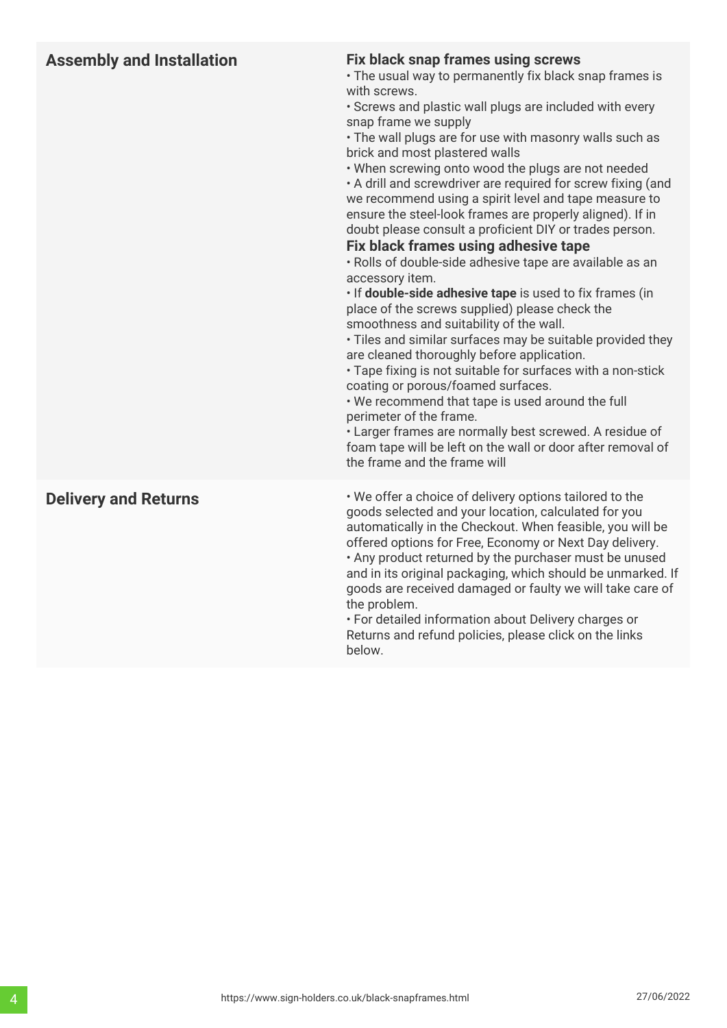## Assembly and Installation

### Fix black snap frames using screws

• The usual way to permanently fix black snap frames is with screws.
• Screws and plastic wall plugs are included with every snap frame we supply
• The wall plugs are for use with masonry walls such as brick and most plastered walls
• When screwing onto wood the plugs are not needed
• A drill and screwdriver are required for screw fixing (and we recommend using a spirit level and tape measure to ensure the steel-look frames are properly aligned). If in doubt please consult a proficient DIY or trades person.

### Fix black frames using adhesive tape

• Rolls of double-side adhesive tape are available as an accessory item.
• If **double-side adhesive tape** is used to fix frames (in place of the screws supplied) please check the smoothness and suitability of the wall.
• Tiles and similar surfaces may be suitable provided they are cleaned thoroughly before application.
• Tape fixing is not suitable for surfaces with a non-stick coating or porous/foamed surfaces.
• We recommend that tape is used around the full perimeter of the frame.
• Larger frames are normally best screwed. A residue of foam tape will be left on the wall or door after removal of the frame and the frame will

## Delivery and Returns

• We offer a choice of delivery options tailored to the goods selected and your location, calculated for you automatically in the Checkout. When feasible, you will be offered options for Free, Economy or Next Day delivery.
• Any product returned by the purchaser must be unused and in its original packaging, which should be unmarked. If goods are received damaged or faulty we will take care of the problem.
• For detailed information about Delivery charges or Returns and refund policies, please click on the links below.